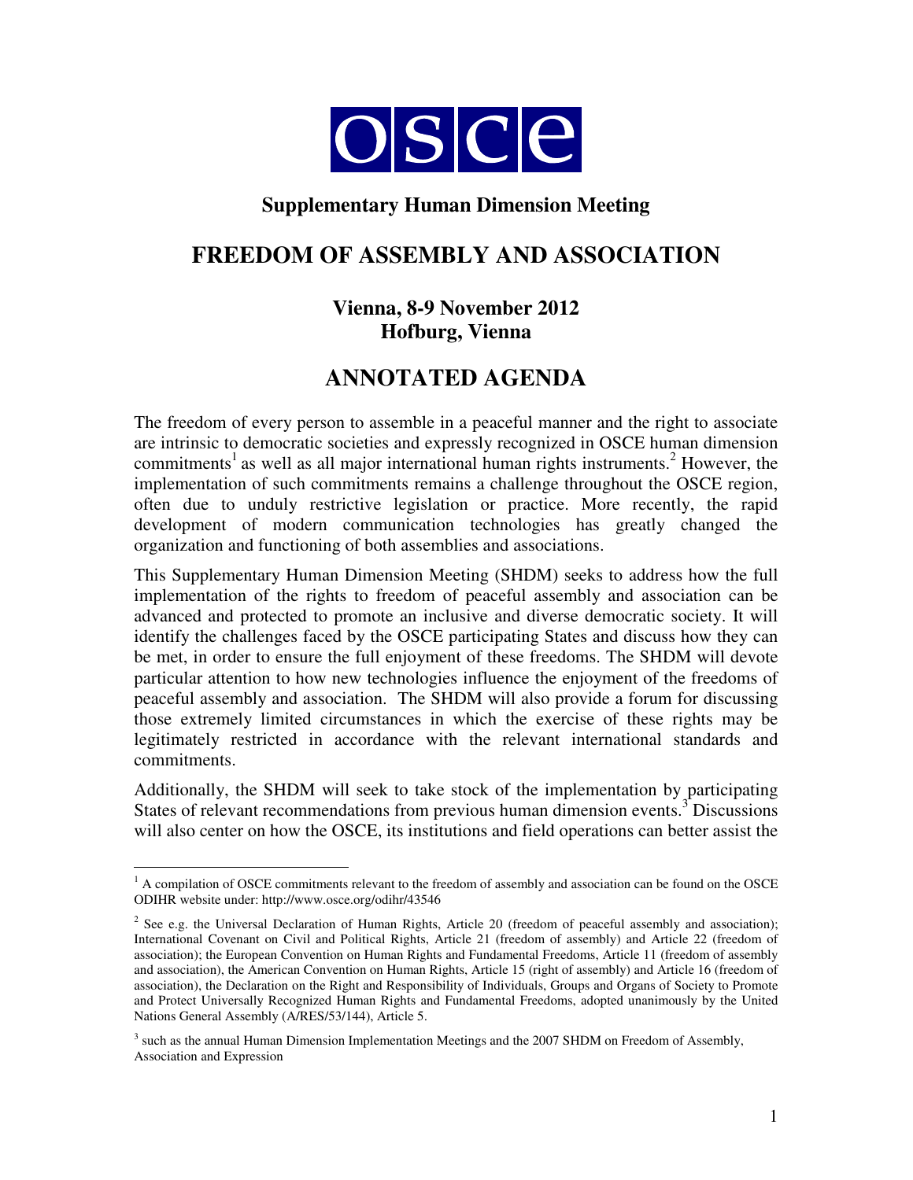OSCE

## Supplementary Human Dimension Meeting

# FREEDOM OF ASSEMBLY AND ASSOCIATION

### Vienna, 8-9 November 2012
### Hofburg, Vienna

# ANNOTATED AGENDA

The freedom of every person to assemble in a peaceful manner and the right to associate are intrinsic to democratic societies and expressly recognized in OSCE human dimension commitments[1] as well as all major international human rights instruments.[2] However, the implementation of such commitments remains a challenge throughout the OSCE region, often due to unduly restrictive legislation or practice. More recently, the rapid development of modern communication technologies has greatly changed the organization and functioning of both assemblies and associations.

This Supplementary Human Dimension Meeting (SHDM) seeks to address how the full implementation of the rights to freedom of peaceful assembly and association can be advanced and protected to promote an inclusive and diverse democratic society. It will identify the challenges faced by the OSCE participating States and discuss how they can be met, in order to ensure the full enjoyment of these freedoms. The SHDM will devote particular attention to how new technologies influence the enjoyment of the freedoms of peaceful assembly and association. The SHDM will also provide a forum for discussing those extremely limited circumstances in which the exercise of these rights may be legitimately restricted in accordance with the relevant international standards and commitments.

Additionally, the SHDM will seek to take stock of the implementation by participating States of relevant recommendations from previous human dimension events.[3] Discussions will also center on how the OSCE, its institutions and field operations can better assist the

---

[1] A compilation of OSCE commitments relevant to the freedom of assembly and association can be found on the OSCE ODIHR website under: http://www.osce.org/odihr/43546

[2] See e.g. the Universal Declaration of Human Rights, Article 20 (freedom of peaceful assembly and association); International Covenant on Civil and Political Rights, Article 21 (freedom of assembly) and Article 22 (freedom of association); the European Convention on Human Rights and Fundamental Freedoms, Article 11 (freedom of assembly and association), the American Convention on Human Rights, Article 15 (right of assembly) and Article 16 (freedom of association), the Declaration on the Right and Responsibility of Individuals, Groups and Organs of Society to Promote and Protect Universally Recognized Human Rights and Fundamental Freedoms, adopted unanimously by the United Nations General Assembly (A/RES/53/144), Article 5.

[3] such as the annual Human Dimension Implementation Meetings and the 2007 SHDM on Freedom of Assembly, Association and Expression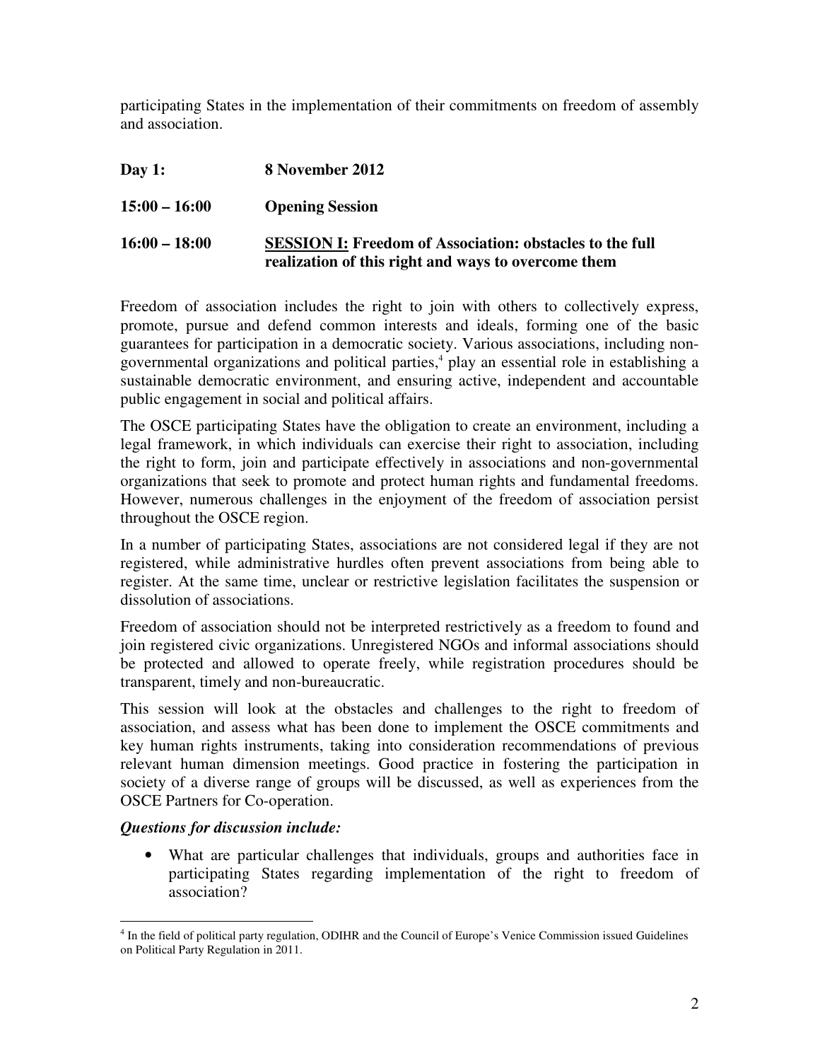participating States in the implementation of their commitments on freedom of assembly and association.

**Day 1:** **8 November 2012**

**15:00 – 16:00** **Opening Session**

**16:00 – 18:00** **<u>SESSION I:</u> Freedom of Association: obstacles to the full realization of this right and ways to overcome them**

Freedom of association includes the right to join with others to collectively express, promote, pursue and defend common interests and ideals, forming one of the basic guarantees for participation in a democratic society. Various associations, including non-governmental organizations and political parties,[4] play an essential role in establishing a sustainable democratic environment, and ensuring active, independent and accountable public engagement in social and political affairs.

The OSCE participating States have the obligation to create an environment, including a legal framework, in which individuals can exercise their right to association, including the right to form, join and participate effectively in associations and non-governmental organizations that seek to promote and protect human rights and fundamental freedoms. However, numerous challenges in the enjoyment of the freedom of association persist throughout the OSCE region.

In a number of participating States, associations are not considered legal if they are not registered, while administrative hurdles often prevent associations from being able to register. At the same time, unclear or restrictive legislation facilitates the suspension or dissolution of associations.

Freedom of association should not be interpreted restrictively as a freedom to found and join registered civic organizations. Unregistered NGOs and informal associations should be protected and allowed to operate freely, while registration procedures should be transparent, timely and non-bureaucratic.

This session will look at the obstacles and challenges to the right to freedom of association, and assess what has been done to implement the OSCE commitments and key human rights instruments, taking into consideration recommendations of previous relevant human dimension meetings. Good practice in fostering the participation in society of a diverse range of groups will be discussed, as well as experiences from the OSCE Partners for Co-operation.

***Questions for discussion include:***

- What are particular challenges that individuals, groups and authorities face in participating States regarding implementation of the right to freedom of association?

---

[4] In the field of political party regulation, ODIHR and the Council of Europe's Venice Commission issued Guidelines on Political Party Regulation in 2011.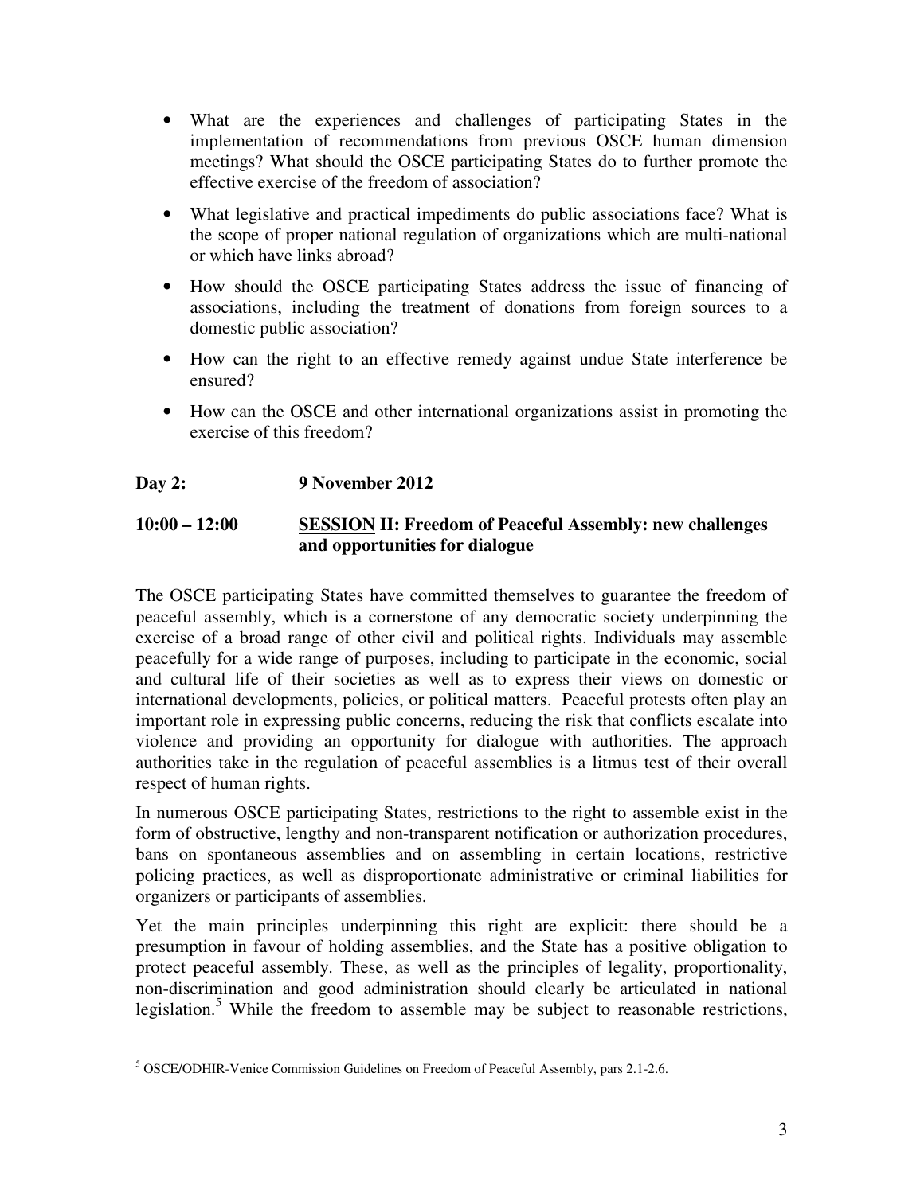- What are the experiences and challenges of participating States in the implementation of recommendations from previous OSCE human dimension meetings? What should the OSCE participating States do to further promote the effective exercise of the freedom of association?
- What legislative and practical impediments do public associations face? What is the scope of proper national regulation of organizations which are multi-national or which have links abroad?
- How should the OSCE participating States address the issue of financing of associations, including the treatment of donations from foreign sources to a domestic public association?
- How can the right to an effective remedy against undue State interference be ensured?
- How can the OSCE and other international organizations assist in promoting the exercise of this freedom?

**Day 2: 9 November 2012**

**10:00 – 12:00 SESSION II: Freedom of Peaceful Assembly: new challenges and opportunities for dialogue**

The OSCE participating States have committed themselves to guarantee the freedom of peaceful assembly, which is a cornerstone of any democratic society underpinning the exercise of a broad range of other civil and political rights. Individuals may assemble peacefully for a wide range of purposes, including to participate in the economic, social and cultural life of their societies as well as to express their views on domestic or international developments, policies, or political matters. Peaceful protests often play an important role in expressing public concerns, reducing the risk that conflicts escalate into violence and providing an opportunity for dialogue with authorities. The approach authorities take in the regulation of peaceful assemblies is a litmus test of their overall respect of human rights.

In numerous OSCE participating States, restrictions to the right to assemble exist in the form of obstructive, lengthy and non-transparent notification or authorization procedures, bans on spontaneous assemblies and on assembling in certain locations, restrictive policing practices, as well as disproportionate administrative or criminal liabilities for organizers or participants of assemblies.

Yet the main principles underpinning this right are explicit: there should be a presumption in favour of holding assemblies, and the State has a positive obligation to protect peaceful assembly. These, as well as the principles of legality, proportionality, non-discrimination and good administration should clearly be articulated in national legislation.[5] While the freedom to assemble may be subject to reasonable restrictions,

[5] OSCE/ODIHR-Venice Commission Guidelines on Freedom of Peaceful Assembly, pars 2.1-2.6.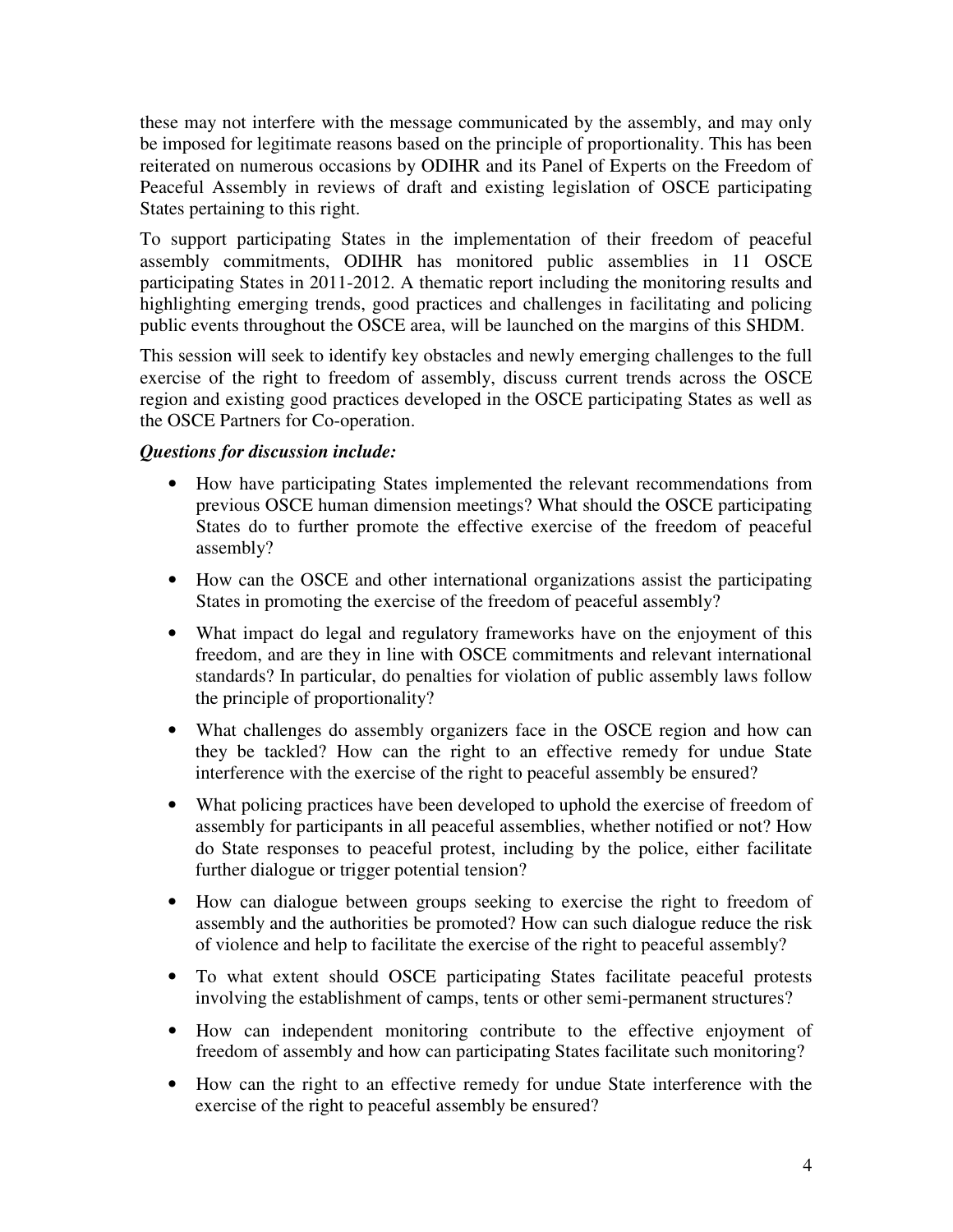these may not interfere with the message communicated by the assembly, and may only be imposed for legitimate reasons based on the principle of proportionality. This has been reiterated on numerous occasions by ODIHR and its Panel of Experts on the Freedom of Peaceful Assembly in reviews of draft and existing legislation of OSCE participating States pertaining to this right.

To support participating States in the implementation of their freedom of peaceful assembly commitments, ODIHR has monitored public assemblies in 11 OSCE participating States in 2011-2012. A thematic report including the monitoring results and highlighting emerging trends, good practices and challenges in facilitating and policing public events throughout the OSCE area, will be launched on the margins of this SHDM.

This session will seek to identify key obstacles and newly emerging challenges to the full exercise of the right to freedom of assembly, discuss current trends across the OSCE region and existing good practices developed in the OSCE participating States as well as the OSCE Partners for Co-operation.

***Questions for discussion include:***

- How have participating States implemented the relevant recommendations from previous OSCE human dimension meetings? What should the OSCE participating States do to further promote the effective exercise of the freedom of peaceful assembly?
- How can the OSCE and other international organizations assist the participating States in promoting the exercise of the freedom of peaceful assembly?
- What impact do legal and regulatory frameworks have on the enjoyment of this freedom, and are they in line with OSCE commitments and relevant international standards? In particular, do penalties for violation of public assembly laws follow the principle of proportionality?
- What challenges do assembly organizers face in the OSCE region and how can they be tackled? How can the right to an effective remedy for undue State interference with the exercise of the right to peaceful assembly be ensured?
- What policing practices have been developed to uphold the exercise of freedom of assembly for participants in all peaceful assemblies, whether notified or not? How do State responses to peaceful protest, including by the police, either facilitate further dialogue or trigger potential tension?
- How can dialogue between groups seeking to exercise the right to freedom of assembly and the authorities be promoted? How can such dialogue reduce the risk of violence and help to facilitate the exercise of the right to peaceful assembly?
- To what extent should OSCE participating States facilitate peaceful protests involving the establishment of camps, tents or other semi-permanent structures?
- How can independent monitoring contribute to the effective enjoyment of freedom of assembly and how can participating States facilitate such monitoring?
- How can the right to an effective remedy for undue State interference with the exercise of the right to peaceful assembly be ensured?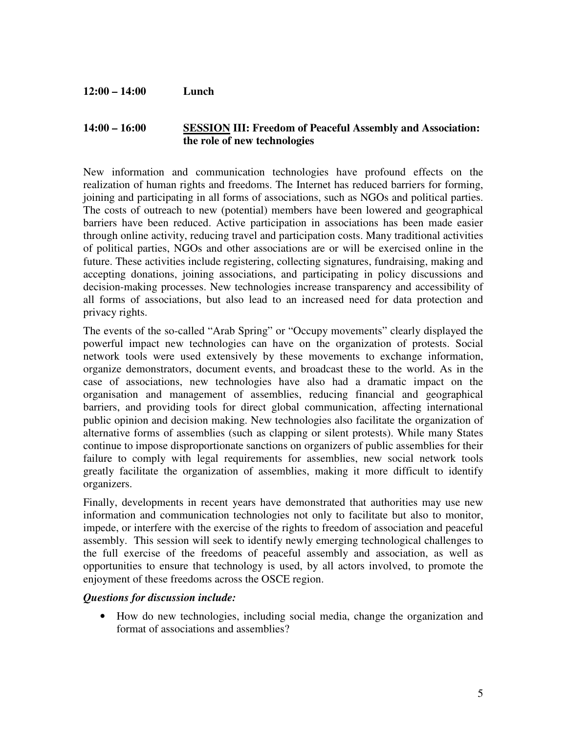**12:00 – 14:00 Lunch**

**14:00 – 16:00 SESSION III: Freedom of Peaceful Assembly and Association: the role of new technologies**

New information and communication technologies have profound effects on the realization of human rights and freedoms. The Internet has reduced barriers for forming, joining and participating in all forms of associations, such as NGOs and political parties. The costs of outreach to new (potential) members have been lowered and geographical barriers have been reduced. Active participation in associations has been made easier through online activity, reducing travel and participation costs. Many traditional activities of political parties, NGOs and other associations are or will be exercised online in the future. These activities include registering, collecting signatures, fundraising, making and accepting donations, joining associations, and participating in policy discussions and decision-making processes. New technologies increase transparency and accessibility of all forms of associations, but also lead to an increased need for data protection and privacy rights.

The events of the so-called "Arab Spring" or "Occupy movements" clearly displayed the powerful impact new technologies can have on the organization of protests. Social network tools were used extensively by these movements to exchange information, organize demonstrators, document events, and broadcast these to the world. As in the case of associations, new technologies have also had a dramatic impact on the organisation and management of assemblies, reducing financial and geographical barriers, and providing tools for direct global communication, affecting international public opinion and decision making. New technologies also facilitate the organization of alternative forms of assemblies (such as clapping or silent protests). While many States continue to impose disproportionate sanctions on organizers of public assemblies for their failure to comply with legal requirements for assemblies, new social network tools greatly facilitate the organization of assemblies, making it more difficult to identify organizers.

Finally, developments in recent years have demonstrated that authorities may use new information and communication technologies not only to facilitate but also to monitor, impede, or interfere with the exercise of the rights to freedom of association and peaceful assembly. This session will seek to identify newly emerging technological challenges to the full exercise of the freedoms of peaceful assembly and association, as well as opportunities to ensure that technology is used, by all actors involved, to promote the enjoyment of these freedoms across the OSCE region.

***Questions for discussion include:***

- How do new technologies, including social media, change the organization and format of associations and assemblies?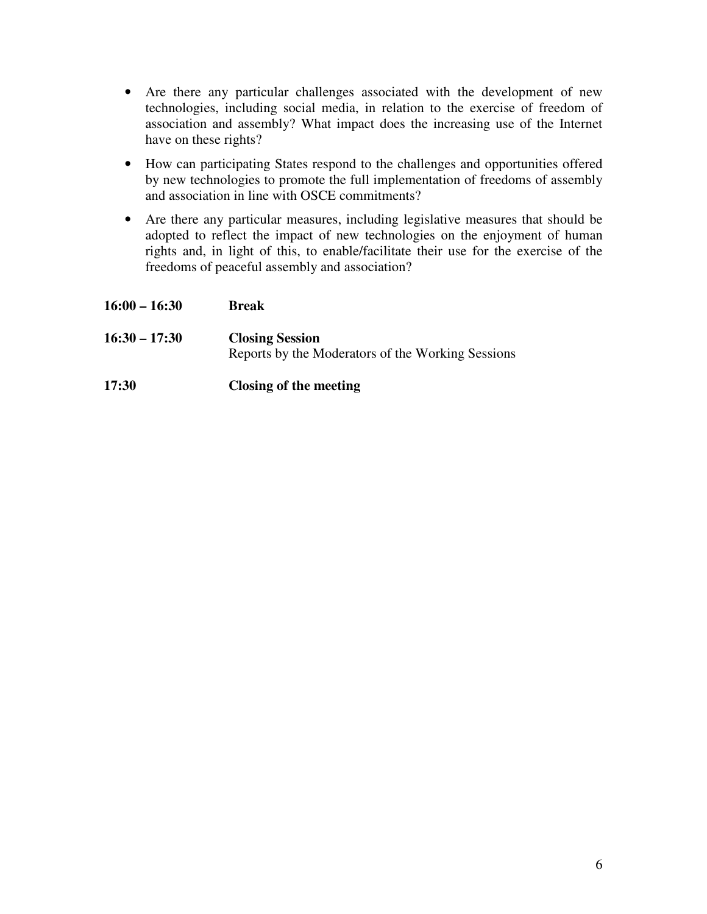- Are there any particular challenges associated with the development of new technologies, including social media, in relation to the exercise of freedom of association and assembly? What impact does the increasing use of the Internet have on these rights?
- How can participating States respond to the challenges and opportunities offered by new technologies to promote the full implementation of freedoms of assembly and association in line with OSCE commitments?
- Are there any particular measures, including legislative measures that should be adopted to reflect the impact of new technologies on the enjoyment of human rights and, in light of this, to enable/facilitate their use for the exercise of the freedoms of peaceful assembly and association?

**16:00 – 16:30** **Break**

**16:30 – 17:30** **Closing Session**
Reports by the Moderators of the Working Sessions

**17:30** **Closing of the meeting**